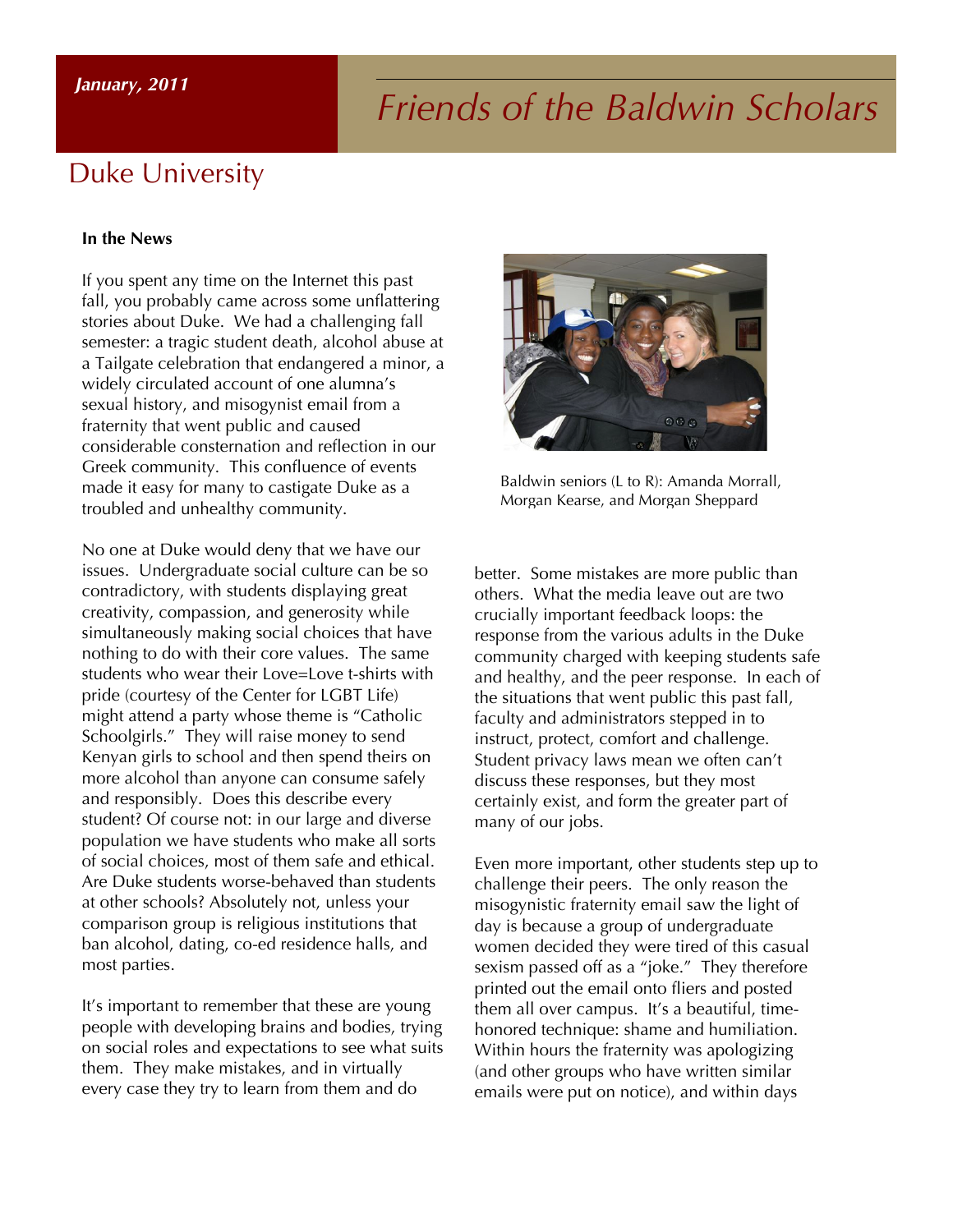*January, 2011*

# Friends of the Baldwin Scholars

## Duke University

**In the News**

If you spent any time on the Internet this past fall, you probably came across some unflattering stories about Duke. We had a challenging fall semester: a tragic student death, alcohol abuse at a Tailgate celebration that endangered a minor, a widely circulated account of one alumna's sexual history, and misogynist email from a fraternity that went public and caused considerable consternation and reflection in our Greek community. This confluence of events made it easy for many to castigate Duke as a troubled and unhealthy community.

No one at Duke would deny that we have our issues. Undergraduate social culture can be so contradictory, with students displaying great creativity, compassion, and generosity while simultaneously making social choices that have nothing to do with their core values. The same students who wear their Love=Love t-shirts with pride (courtesy of the Center for LGBT Life) might attend a party whose theme is "Catholic Schoolgirls." They will raise money to send Kenyan girls to school and then spend theirs on more alcohol than anyone can consume safely and responsibly. Does this describe every student? Of course not: in our large and diverse population we have students who make all sorts of social choices, most of them safe and ethical. Are Duke students worse-behaved than students at other schools? Absolutely not, unless your comparison group is religious institutions that ban alcohol, dating, co-ed residence halls, and most parties.

It's important to remember that these are young people with developing brains and bodies, trying on social roles and expectations to see what suits them. They make mistakes, and in virtually every case they try to learn from them and do better. Some mistakes are more public than others. What the media leave out are two crucially important feedback loops: the response from the various adults in the Duke community charged with keeping students safe and healthy, and the peer response. In each of the situations that went public this past fall, faculty and administrators stepped in to instruct, protect, comfort and challenge. Student privacy laws mean we often can't discuss these responses, but they most certainly exist, and form the greater part of many of our jobs.

Baldwin seniors (L to R): Amanda Morrall, Morgan Kearse, and Morgan Sheppard

Even more important, other students step up to challenge their peers. The only reason the misogynistic fraternity email saw the light of day is because a group of undergraduate women decided they were tired of this casual sexism passed off as a "joke." They therefore printed out the email onto fliers and posted them all over campus. It's a beautiful, time-honored technique: shame and humiliation. Within hours the fraternity was apologizing (and other groups who have written similar emails were put on notice), and within days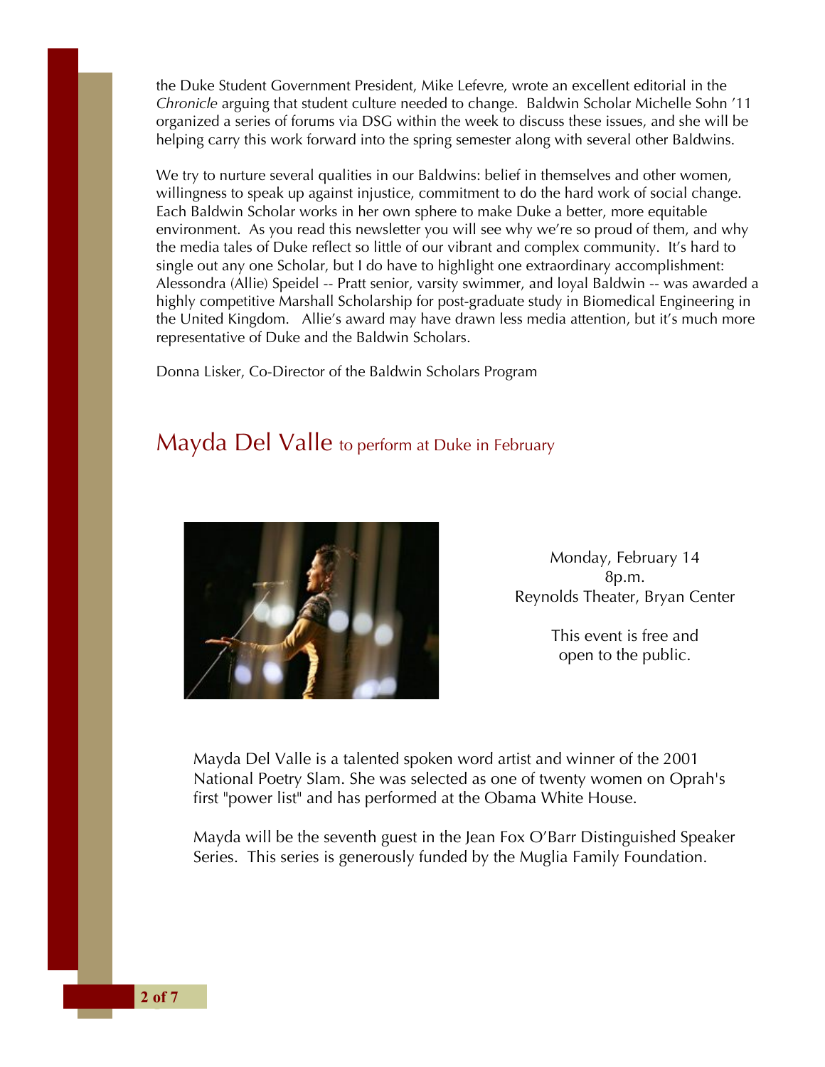the Duke Student Government President, Mike Lefevre, wrote an excellent editorial in the *Chronicle* arguing that student culture needed to change. Baldwin Scholar Michelle Sohn '11 organized a series of forums via DSG within the week to discuss these issues, and she will be helping carry this work forward into the spring semester along with several other Baldwins.

We try to nurture several qualities in our Baldwins: belief in themselves and other women, willingness to speak up against injustice, commitment to do the hard work of social change. Each Baldwin Scholar works in her own sphere to make Duke a better, more equitable environment. As you read this newsletter you will see why we're so proud of them, and why the media tales of Duke reflect so little of our vibrant and complex community. It's hard to single out any one Scholar, but I do have to highlight one extraordinary accomplishment: Alessondra (Allie) Speidel -- Pratt senior, varsity swimmer, and loyal Baldwin -- was awarded a highly competitive Marshall Scholarship for post-graduate study in Biomedical Engineering in the United Kingdom. Allie's award may have drawn less media attention, but it's much more representative of Duke and the Baldwin Scholars.

Donna Lisker, Co-Director of the Baldwin Scholars Program

## Mayda Del Valle to perform at Duke in February

Monday, February 14
8p.m.
Reynolds Theater, Bryan Center

This event is free and open to the public.

Mayda Del Valle is a talented spoken word artist and winner of the 2001 National Poetry Slam. She was selected as one of twenty women on Oprah's first "power list" and has performed at the Obama White House.

Mayda will be the seventh guest in the Jean Fox O'Barr Distinguished Speaker Series. This series is generously funded by the Muglia Family Foundation.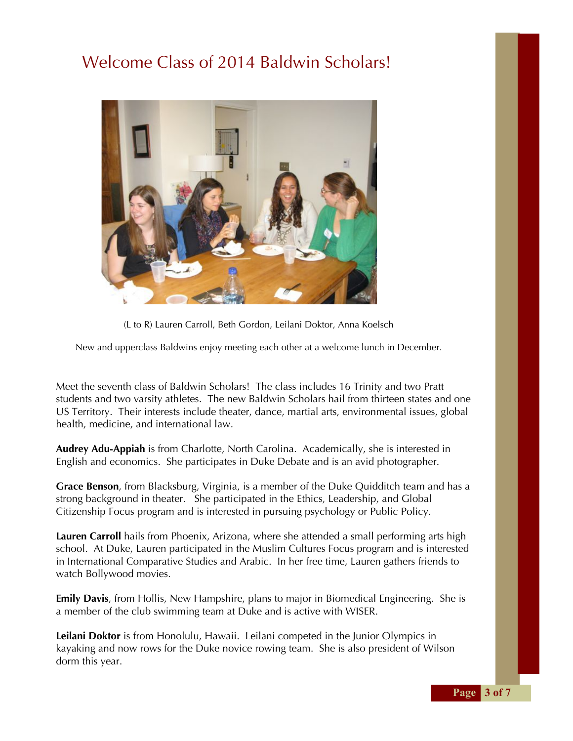# Welcome Class of 2014 Baldwin Scholars!

(L to R) Lauren Carroll, Beth Gordon, Leilani Doktor, Anna Koelsch

New and upperclass Baldwins enjoy meeting each other at a welcome lunch in December.

Meet the seventh class of Baldwin Scholars! The class includes 16 Trinity and two Pratt students and two varsity athletes. The new Baldwin Scholars hail from thirteen states and one US Territory. Their interests include theater, dance, martial arts, environmental issues, global health, medicine, and international law.

**Audrey Adu-Appiah** is from Charlotte, North Carolina. Academically, she is interested in English and economics. She participates in Duke Debate and is an avid photographer.

**Grace Benson**, from Blacksburg, Virginia, is a member of the Duke Quidditch team and has a strong background in theater. She participated in the Ethics, Leadership, and Global Citizenship Focus program and is interested in pursuing psychology or Public Policy.

**Lauren Carroll** hails from Phoenix, Arizona, where she attended a small performing arts high school. At Duke, Lauren participated in the Muslim Cultures Focus program and is interested in International Comparative Studies and Arabic. In her free time, Lauren gathers friends to watch Bollywood movies.

**Emily Davis**, from Hollis, New Hampshire, plans to major in Biomedical Engineering. She is a member of the club swimming team at Duke and is active with WISER.

**Leilani Doktor** is from Honolulu, Hawaii. Leilani competed in the Junior Olympics in kayaking and now rows for the Duke novice rowing team. She is also president of Wilson dorm this year.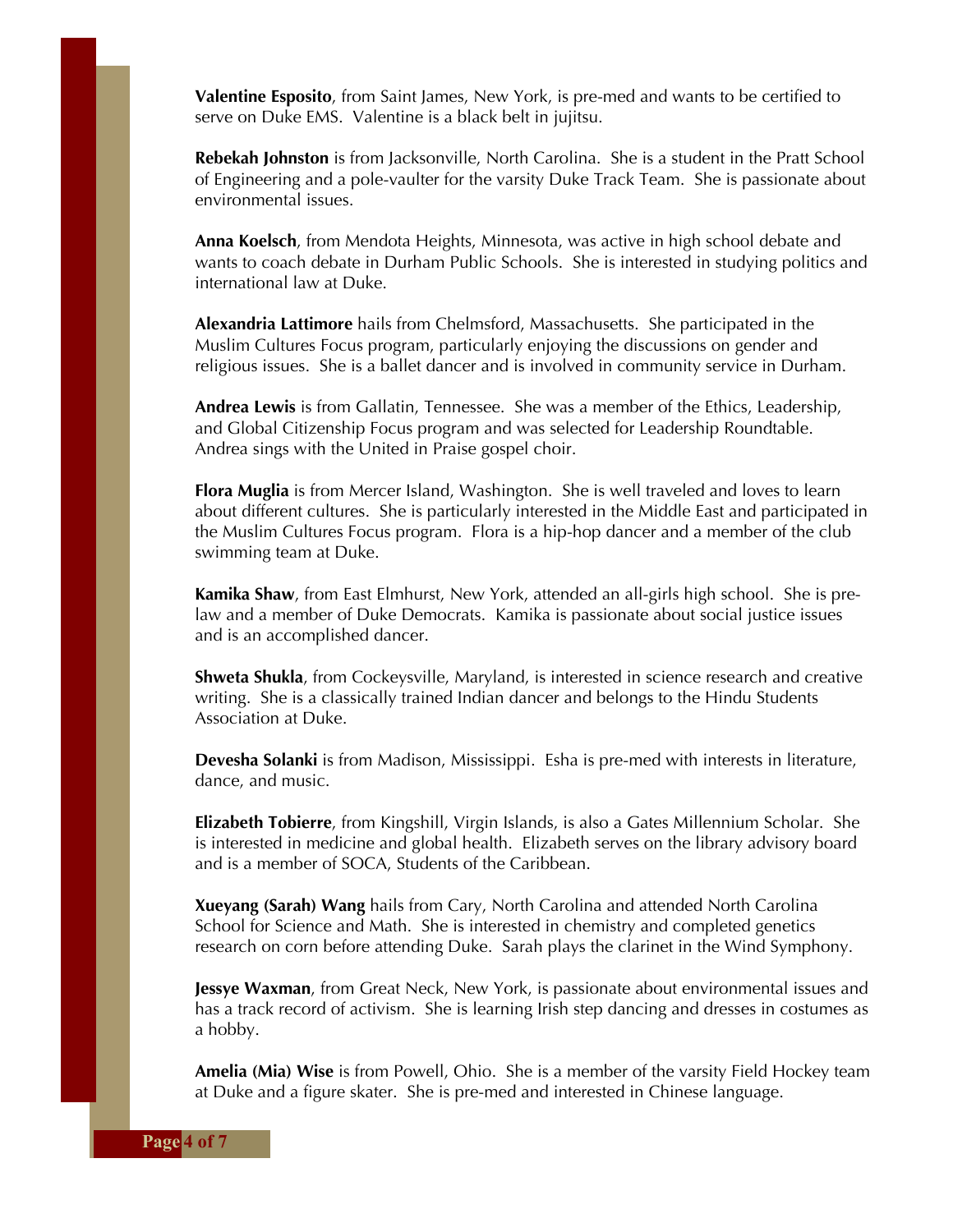**Valentine Esposito**, from Saint James, New York, is pre-med and wants to be certified to serve on Duke EMS. Valentine is a black belt in jujitsu.

**Rebekah Johnston** is from Jacksonville, North Carolina. She is a student in the Pratt School of Engineering and a pole-vaulter for the varsity Duke Track Team. She is passionate about environmental issues.

**Anna Koelsch**, from Mendota Heights, Minnesota, was active in high school debate and wants to coach debate in Durham Public Schools. She is interested in studying politics and international law at Duke.

**Alexandria Lattimore** hails from Chelmsford, Massachusetts. She participated in the Muslim Cultures Focus program, particularly enjoying the discussions on gender and religious issues. She is a ballet dancer and is involved in community service in Durham.

**Andrea Lewis** is from Gallatin, Tennessee. She was a member of the Ethics, Leadership, and Global Citizenship Focus program and was selected for Leadership Roundtable. Andrea sings with the United in Praise gospel choir.

**Flora Muglia** is from Mercer Island, Washington. She is well traveled and loves to learn about different cultures. She is particularly interested in the Middle East and participated in the Muslim Cultures Focus program. Flora is a hip-hop dancer and a member of the club swimming team at Duke.

**Kamika Shaw**, from East Elmhurst, New York, attended an all-girls high school. She is pre-law and a member of Duke Democrats. Kamika is passionate about social justice issues and is an accomplished dancer.

**Shweta Shukla**, from Cockeysville, Maryland, is interested in science research and creative writing. She is a classically trained Indian dancer and belongs to the Hindu Students Association at Duke.

**Devesha Solanki** is from Madison, Mississippi. Esha is pre-med with interests in literature, dance, and music.

**Elizabeth Tobierre**, from Kingshill, Virgin Islands, is also a Gates Millennium Scholar. She is interested in medicine and global health. Elizabeth serves on the library advisory board and is a member of SOCA, Students of the Caribbean.

**Xueyang (Sarah) Wang** hails from Cary, North Carolina and attended North Carolina School for Science and Math. She is interested in chemistry and completed genetics research on corn before attending Duke. Sarah plays the clarinet in the Wind Symphony.

**Jessye Waxman**, from Great Neck, New York, is passionate about environmental issues and has a track record of activism. She is learning Irish step dancing and dresses in costumes as a hobby.

**Amelia (Mia) Wise** is from Powell, Ohio. She is a member of the varsity Field Hockey team at Duke and a figure skater. She is pre-med and interested in Chinese language.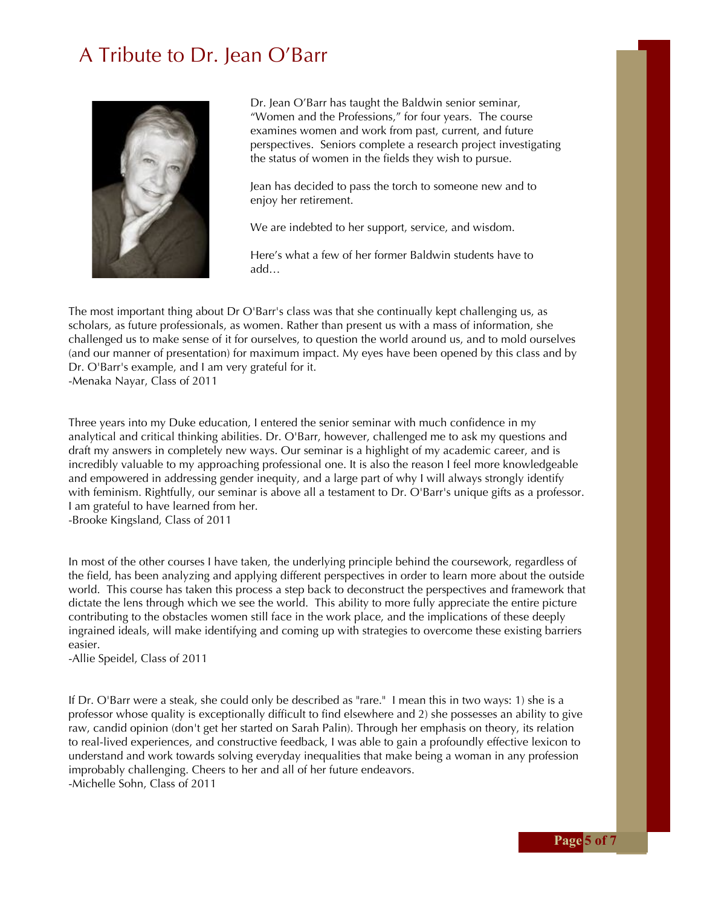# A Tribute to Dr. Jean O'Barr

Dr. Jean O'Barr has taught the Baldwin senior seminar, "Women and the Professions," for four years. The course examines women and work from past, current, and future perspectives. Seniors complete a research project investigating the status of women in the fields they wish to pursue.

Jean has decided to pass the torch to someone new and to enjoy her retirement.

We are indebted to her support, service, and wisdom.

Here's what a few of her former Baldwin students have to add…

The most important thing about Dr O'Barr's class was that she continually kept challenging us, as scholars, as future professionals, as women. Rather than present us with a mass of information, she challenged us to make sense of it for ourselves, to question the world around us, and to mold ourselves (and our manner of presentation) for maximum impact. My eyes have been opened by this class and by Dr. O'Barr's example, and I am very grateful for it.
-Menaka Nayar, Class of 2011

Three years into my Duke education, I entered the senior seminar with much confidence in my analytical and critical thinking abilities. Dr. O'Barr, however, challenged me to ask my questions and draft my answers in completely new ways. Our seminar is a highlight of my academic career, and is incredibly valuable to my approaching professional one. It is also the reason I feel more knowledgeable and empowered in addressing gender inequity, and a large part of why I will always strongly identify with feminism. Rightfully, our seminar is above all a testament to Dr. O'Barr's unique gifts as a professor. I am grateful to have learned from her.
-Brooke Kingsland, Class of 2011

In most of the other courses I have taken, the underlying principle behind the coursework, regardless of the field, has been analyzing and applying different perspectives in order to learn more about the outside world. This course has taken this process a step back to deconstruct the perspectives and framework that dictate the lens through which we see the world. This ability to more fully appreciate the entire picture contributing to the obstacles women still face in the work place, and the implications of these deeply ingrained ideals, will make identifying and coming up with strategies to overcome these existing barriers easier.
-Allie Speidel, Class of 2011

If Dr. O'Barr were a steak, she could only be described as "rare." I mean this in two ways: 1) she is a professor whose quality is exceptionally difficult to find elsewhere and 2) she possesses an ability to give raw, candid opinion (don't get her started on Sarah Palin). Through her emphasis on theory, its relation to real-lived experiences, and constructive feedback, I was able to gain a profoundly effective lexicon to understand and work towards solving everyday inequalities that make being a woman in any profession improbably challenging. Cheers to her and all of her future endeavors.
-Michelle Sohn, Class of 2011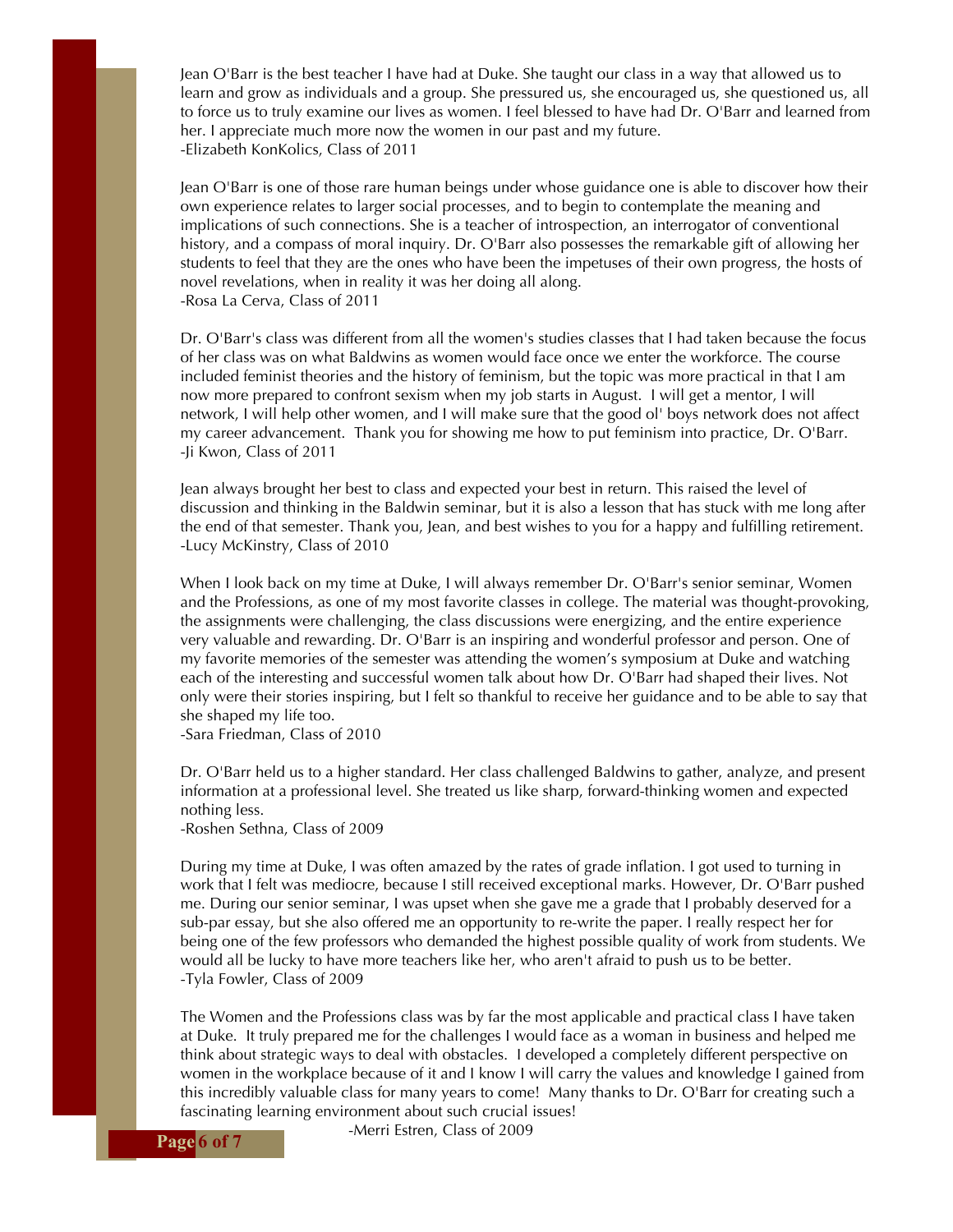Jean O'Barr is the best teacher I have had at Duke. She taught our class in a way that allowed us to learn and grow as individuals and a group. She pressured us, she encouraged us, she questioned us, all to force us to truly examine our lives as women. I feel blessed to have had Dr. O'Barr and learned from her. I appreciate much more now the women in our past and my future.
-Elizabeth KonKolics, Class of 2011

Jean O'Barr is one of those rare human beings under whose guidance one is able to discover how their own experience relates to larger social processes, and to begin to contemplate the meaning and implications of such connections. She is a teacher of introspection, an interrogator of conventional history, and a compass of moral inquiry. Dr. O'Barr also possesses the remarkable gift of allowing her students to feel that they are the ones who have been the impetuses of their own progress, the hosts of novel revelations, when in reality it was her doing all along.
-Rosa La Cerva, Class of 2011

Dr. O'Barr's class was different from all the women's studies classes that I had taken because the focus of her class was on what Baldwins as women would face once we enter the workforce. The course included feminist theories and the history of feminism, but the topic was more practical in that I am now more prepared to confront sexism when my job starts in August. I will get a mentor, I will network, I will help other women, and I will make sure that the good ol' boys network does not affect my career advancement. Thank you for showing me how to put feminism into practice, Dr. O'Barr.
-Ji Kwon, Class of 2011

Jean always brought her best to class and expected your best in return. This raised the level of discussion and thinking in the Baldwin seminar, but it is also a lesson that has stuck with me long after the end of that semester. Thank you, Jean, and best wishes to you for a happy and fulfilling retirement.
-Lucy McKinstry, Class of 2010

When I look back on my time at Duke, I will always remember Dr. O'Barr's senior seminar, Women and the Professions, as one of my most favorite classes in college. The material was thought-provoking, the assignments were challenging, the class discussions were energizing, and the entire experience very valuable and rewarding. Dr. O'Barr is an inspiring and wonderful professor and person. One of my favorite memories of the semester was attending the women's symposium at Duke and watching each of the interesting and successful women talk about how Dr. O'Barr had shaped their lives. Not only were their stories inspiring, but I felt so thankful to receive her guidance and to be able to say that she shaped my life too.
-Sara Friedman, Class of 2010

Dr. O'Barr held us to a higher standard. Her class challenged Baldwins to gather, analyze, and present information at a professional level. She treated us like sharp, forward-thinking women and expected nothing less.
-Roshen Sethna, Class of 2009

During my time at Duke, I was often amazed by the rates of grade inflation. I got used to turning in work that I felt was mediocre, because I still received exceptional marks. However, Dr. O'Barr pushed me. During our senior seminar, I was upset when she gave me a grade that I probably deserved for a sub-par essay, but she also offered me an opportunity to re-write the paper. I really respect her for being one of the few professors who demanded the highest possible quality of work from students. We would all be lucky to have more teachers like her, who aren't afraid to push us to be better.
-Tyla Fowler, Class of 2009

The Women and the Professions class was by far the most applicable and practical class I have taken at Duke. It truly prepared me for the challenges I would face as a woman in business and helped me think about strategic ways to deal with obstacles. I developed a completely different perspective on women in the workplace because of it and I know I will carry the values and knowledge I gained from this incredibly valuable class for many years to come! Many thanks to Dr. O'Barr for creating such a fascinating learning environment about such crucial issues!
-Merri Estren, Class of 2009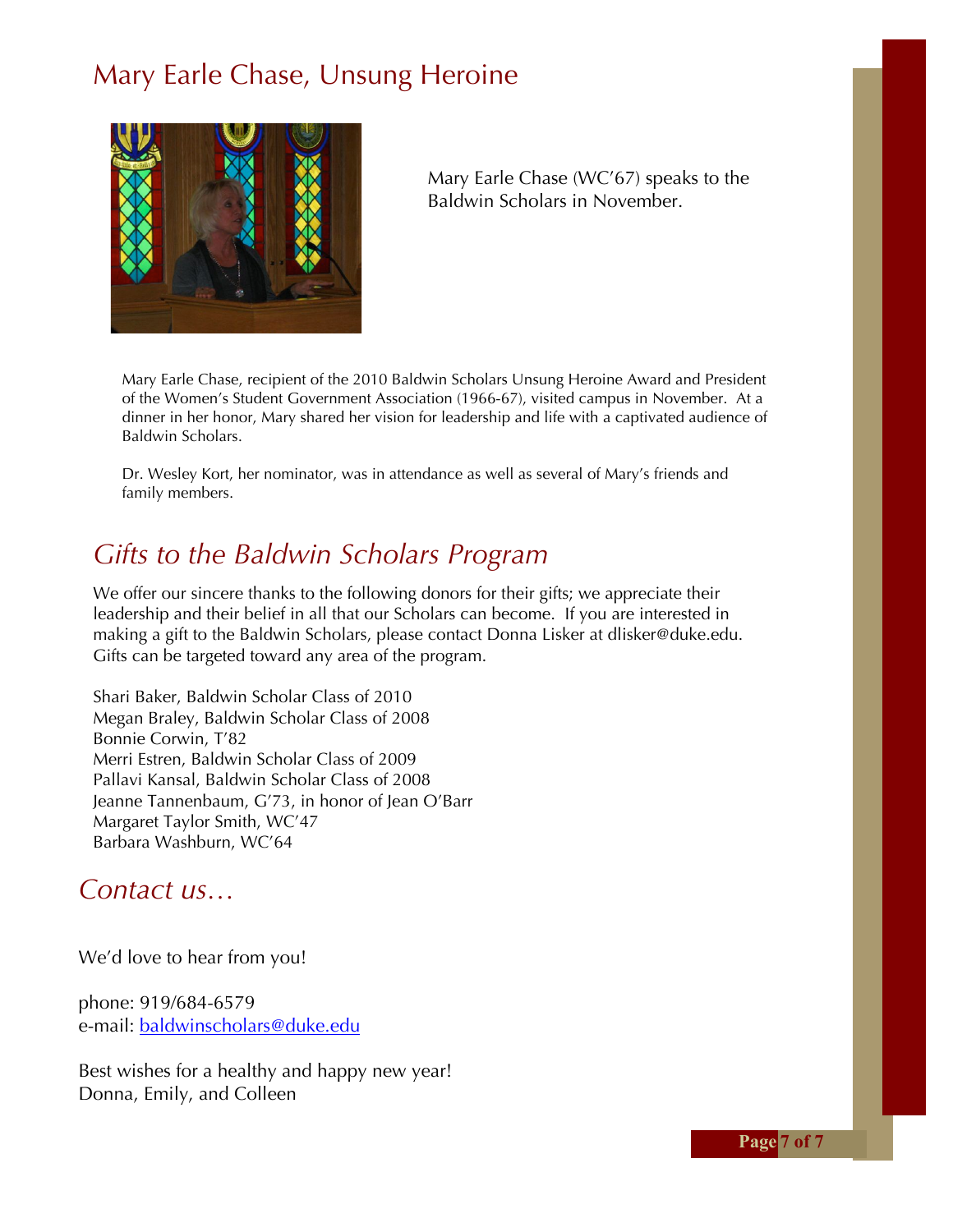## Mary Earle Chase, Unsung Heroine

Mary Earle Chase (WC'67) speaks to the Baldwin Scholars in November.

Mary Earle Chase, recipient of the 2010 Baldwin Scholars Unsung Heroine Award and President of the Women's Student Government Association (1966-67), visited campus in November. At a dinner in her honor, Mary shared her vision for leadership and life with a captivated audience of Baldwin Scholars.

Dr. Wesley Kort, her nominator, was in attendance as well as several of Mary's friends and family members.

## *Gifts to the Baldwin Scholars Program*

We offer our sincere thanks to the following donors for their gifts; we appreciate their leadership and their belief in all that our Scholars can become. If you are interested in making a gift to the Baldwin Scholars, please contact Donna Lisker at dlisker@duke.edu. Gifts can be targeted toward any area of the program.

Shari Baker, Baldwin Scholar Class of 2010
Megan Braley, Baldwin Scholar Class of 2008
Bonnie Corwin, T'82
Merri Estren, Baldwin Scholar Class of 2009
Pallavi Kansal, Baldwin Scholar Class of 2008
Jeanne Tannenbaum, G'73, in honor of Jean O'Barr
Margaret Taylor Smith, WC'47
Barbara Washburn, WC'64

## *Contact us…*

We'd love to hear from you!

phone: 919/684-6579
e-mail: baldwinscholars@duke.edu

Best wishes for a healthy and happy new year!
Donna, Emily, and Colleen